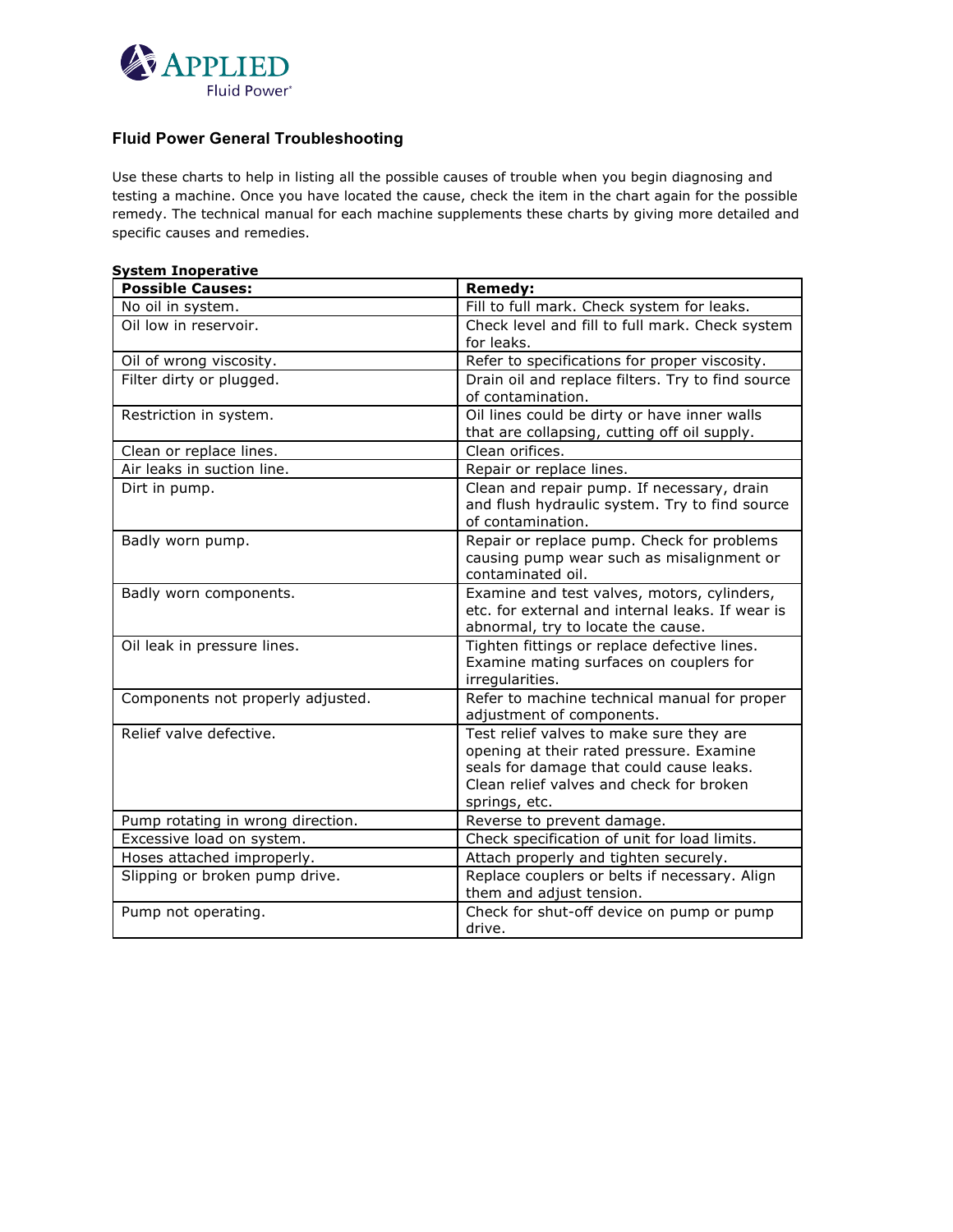APPLIED Fluid Power®

## Fluid Power General Troubleshooting

Use these charts to help in listing all the possible causes of trouble when you begin diagnosing and testing a machine. Once you have located the cause, check the item in the chart again for the possible remedy. The technical manual for each machine supplements these charts by giving more detailed and specific causes and remedies.

**System Inoperative**

| Possible Causes: | Remedy: |
|---|---|
| No oil in system. | Fill to full mark. Check system for leaks. |
| Oil low in reservoir. | Check level and fill to full mark. Check system for leaks. |
| Oil of wrong viscosity. | Refer to specifications for proper viscosity. |
| Filter dirty or plugged. | Drain oil and replace filters. Try to find source of contamination. |
| Restriction in system. | Oil lines could be dirty or have inner walls that are collapsing, cutting off oil supply. |
| Clean or replace lines. | Clean orifices. |
| Air leaks in suction line. | Repair or replace lines. |
| Dirt in pump. | Clean and repair pump. If necessary, drain and flush hydraulic system. Try to find source of contamination. |
| Badly worn pump. | Repair or replace pump. Check for problems causing pump wear such as misalignment or contaminated oil. |
| Badly worn components. | Examine and test valves, motors, cylinders, etc. for external and internal leaks. If wear is abnormal, try to locate the cause. |
| Oil leak in pressure lines. | Tighten fittings or replace defective lines. Examine mating surfaces on couplers for irregularities. |
| Components not properly adjusted. | Refer to machine technical manual for proper adjustment of components. |
| Relief valve defective. | Test relief valves to make sure they are opening at their rated pressure. Examine seals for damage that could cause leaks. Clean relief valves and check for broken springs, etc. |
| Pump rotating in wrong direction. | Reverse to prevent damage. |
| Excessive load on system. | Check specification of unit for load limits. |
| Hoses attached improperly. | Attach properly and tighten securely. |
| Slipping or broken pump drive. | Replace couplers or belts if necessary. Align them and adjust tension. |
| Pump not operating. | Check for shut-off device on pump or pump drive. |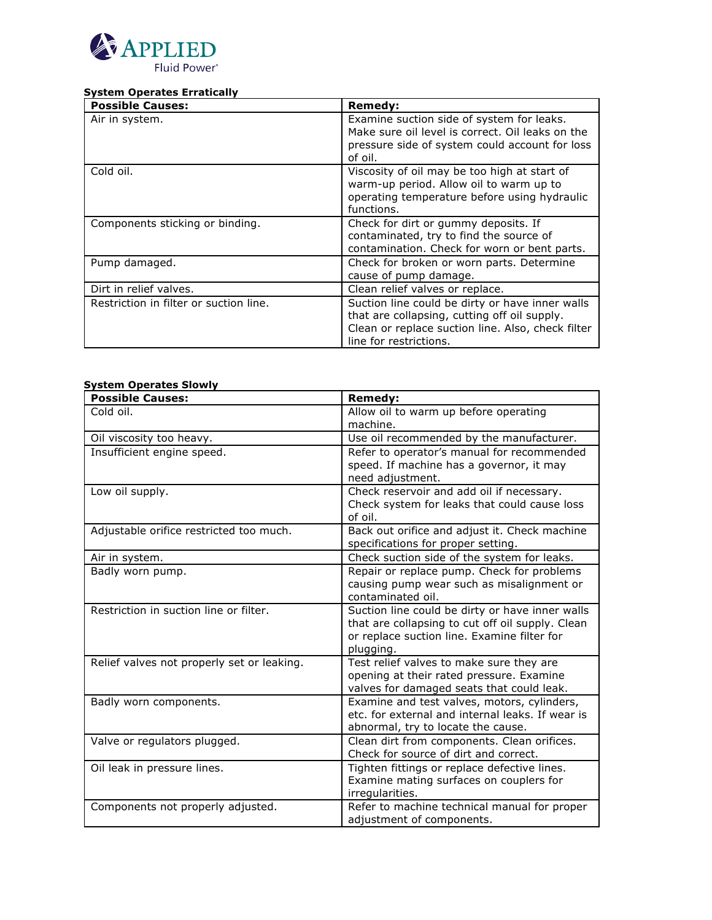**System Operates Erratically**

| Possible Causes: | Remedy: |
|---|---|
| Air in system. | Examine suction side of system for leaks. Make sure oil level is correct. Oil leaks on the pressure side of system could account for loss of oil. |
| Cold oil. | Viscosity of oil may be too high at start of warm-up period. Allow oil to warm up to operating temperature before using hydraulic functions. |
| Components sticking or binding. | Check for dirt or gummy deposits. If contaminated, try to find the source of contamination. Check for worn or bent parts. |
| Pump damaged. | Check for broken or worn parts. Determine cause of pump damage. |
| Dirt in relief valves. | Clean relief valves or replace. |
| Restriction in filter or suction line. | Suction line could be dirty or have inner walls that are collapsing, cutting off oil supply. Clean or replace suction line. Also, check filter line for restrictions. |

**System Operates Slowly**

| Possible Causes: | Remedy: |
|---|---|
| Cold oil. | Allow oil to warm up before operating machine. |
| Oil viscosity too heavy. | Use oil recommended by the manufacturer. |
| Insufficient engine speed. | Refer to operator's manual for recommended speed. If machine has a governor, it may need adjustment. |
| Low oil supply. | Check reservoir and add oil if necessary. Check system for leaks that could cause loss of oil. |
| Adjustable orifice restricted too much. | Back out orifice and adjust it. Check machine specifications for proper setting. |
| Air in system. | Check suction side of the system for leaks. |
| Badly worn pump. | Repair or replace pump. Check for problems causing pump wear such as misalignment or contaminated oil. |
| Restriction in suction line or filter. | Suction line could be dirty or have inner walls that are collapsing to cut off oil supply. Clean or replace suction line. Examine filter for plugging. |
| Relief valves not properly set or leaking. | Test relief valves to make sure they are opening at their rated pressure. Examine valves for damaged seats that could leak. |
| Badly worn components. | Examine and test valves, motors, cylinders, etc. for external and internal leaks. If wear is abnormal, try to locate the cause. |
| Valve or regulators plugged. | Clean dirt from components. Clean orifices. Check for source of dirt and correct. |
| Oil leak in pressure lines. | Tighten fittings or replace defective lines. Examine mating surfaces on couplers for irregularities. |
| Components not properly adjusted. | Refer to machine technical manual for proper adjustment of components. |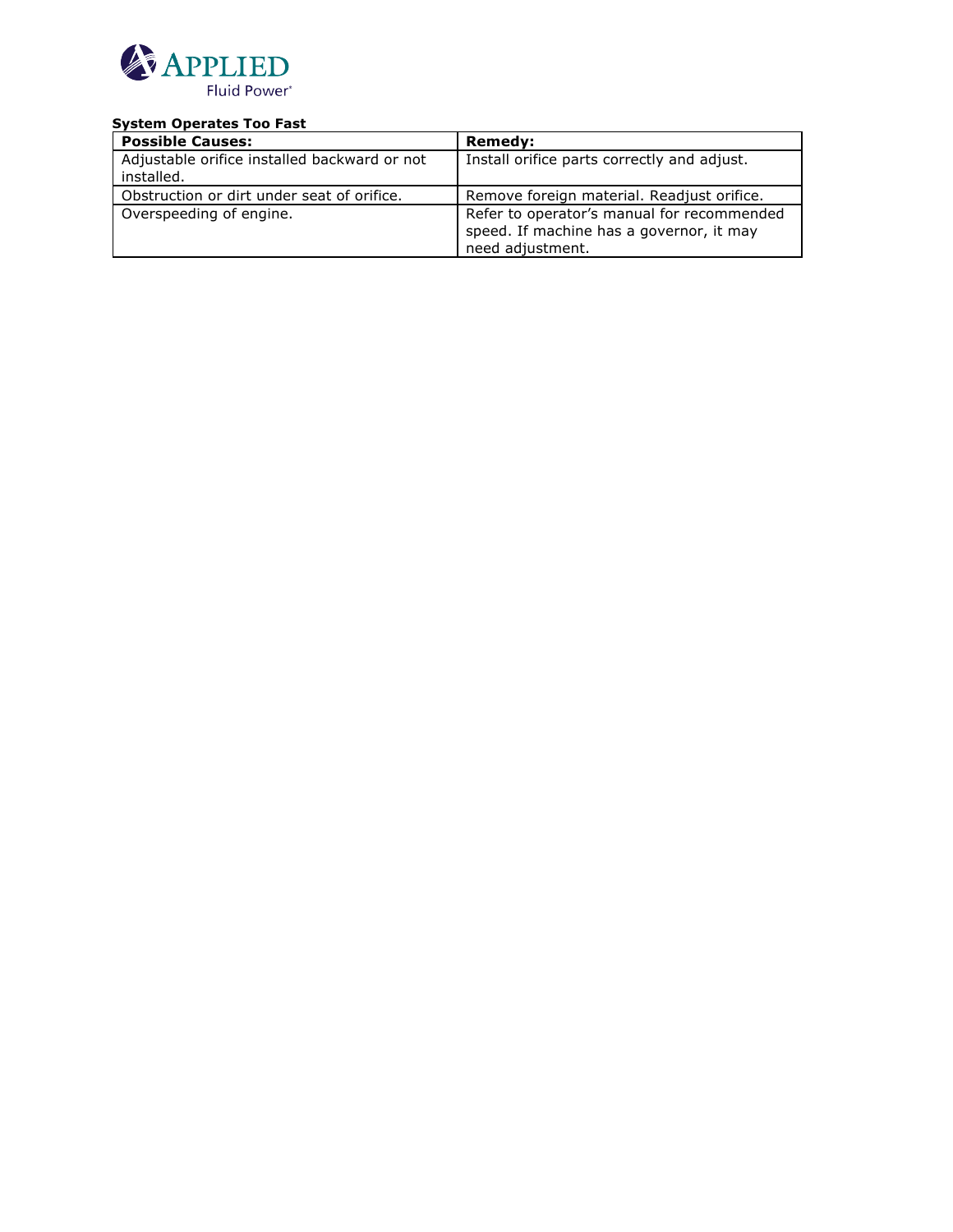**System Operates Too Fast**

| Possible Causes: | Remedy: |
| --- | --- |
| Adjustable orifice installed backward or not installed. | Install orifice parts correctly and adjust. |
| Obstruction or dirt under seat of orifice. | Remove foreign material. Readjust orifice. |
| Overspeeding of engine. | Refer to operator's manual for recommended speed. If machine has a governor, it may need adjustment. |